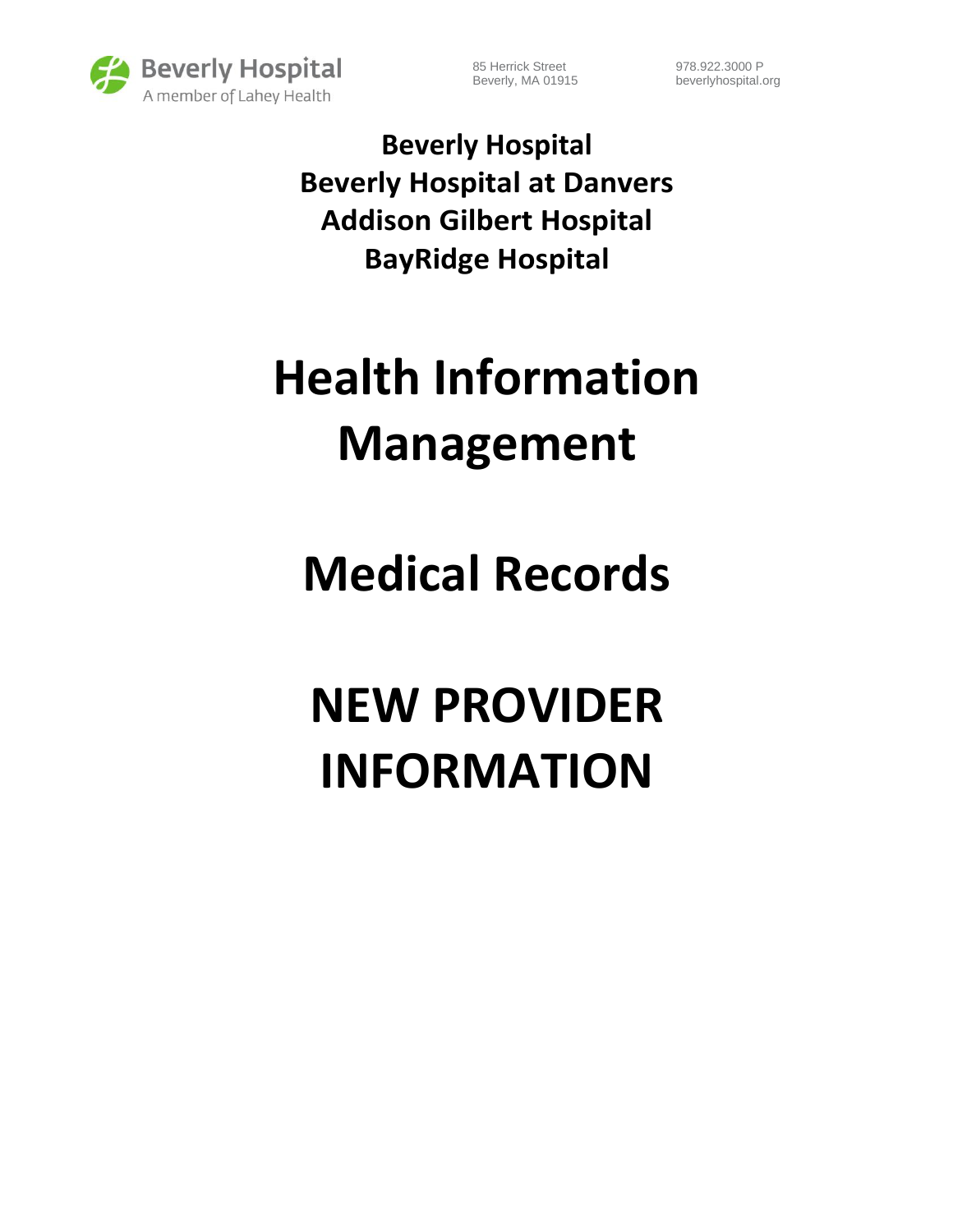Beverly Hospital
A member of Lahey Health

85 Herrick Street
Beverly, MA 01915

978.922.3000 P
beverlyhospital.org

**Beverly Hospital**
**Beverly Hospital at Danvers**
**Addison Gilbert Hospital**
**BayRidge Hospital**

# Health Information Management

# Medical Records

# NEW PROVIDER INFORMATION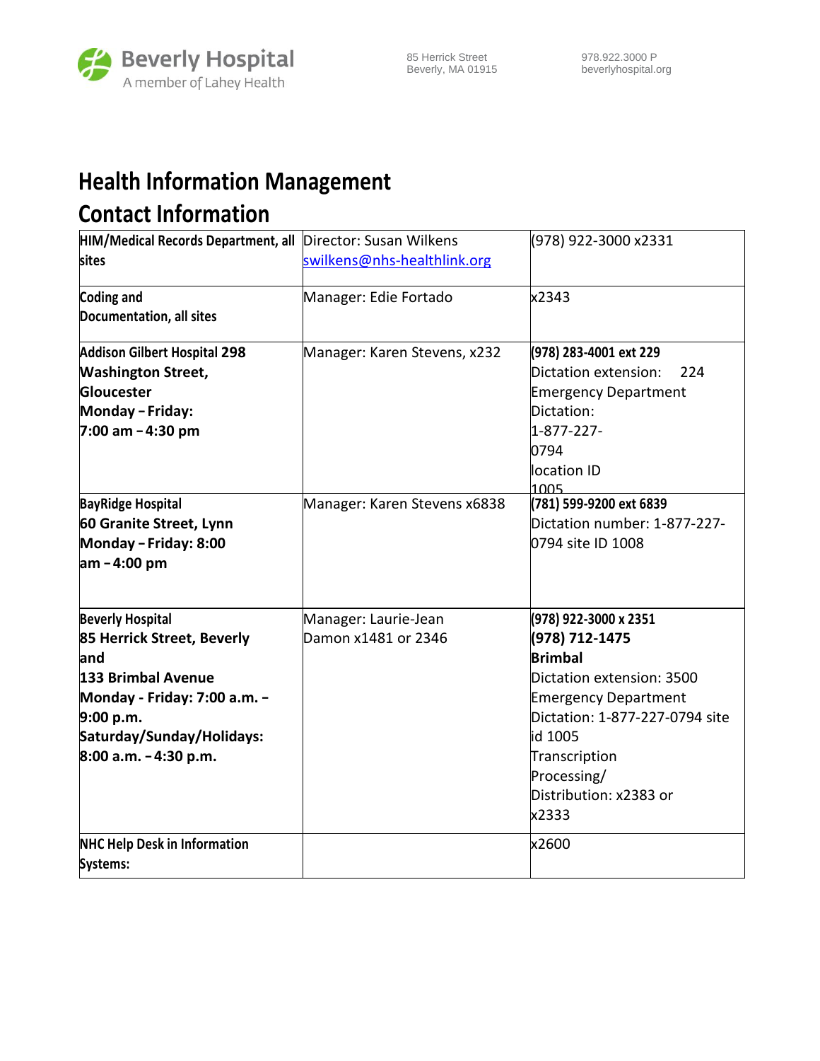# Health Information Management Contact Information

| | | |
|---|---|---|
| **HIM/Medical Records Department, all sites** | Director: Susan Wilkens swilkens@nhs-healthlink.org | (978) 922-3000 x2331 |
| **Coding and Documentation, all sites** | Manager: Edie Fortado | x2343 |
| **Addison Gilbert Hospital 298 Washington Street, Gloucester Monday – Friday: 7:00 am – 4:30 pm** | Manager: Karen Stevens, x232 | **(978) 283-4001 ext 229** Dictation extension: 224 Emergency Department Dictation: 1-877-227-0794 location ID 1005 |
| **BayRidge Hospital 60 Granite Street, Lynn Monday – Friday: 8:00 am – 4:00 pm** | Manager: Karen Stevens x6838 | **(781) 599-9200 ext 6839** Dictation number: 1-877-227-0794 site ID 1008 |
| **Beverly Hospital 85 Herrick Street, Beverly and 133 Brimbal Avenue Monday - Friday: 7:00 a.m. – 9:00 p.m. Saturday/Sunday/Holidays: 8:00 a.m. – 4:30 p.m.** | Manager: Laurie-Jean Damon x1481 or 2346 | **(978) 922-3000 x 2351** **(978) 712-1475 Brimbal** Dictation extension: 3500 Emergency Department Dictation: 1-877-227-0794 site id 1005 Transcription Processing/ Distribution: x2383 or x2333 |
| **NHC Help Desk in Information Systems:** | | x2600 |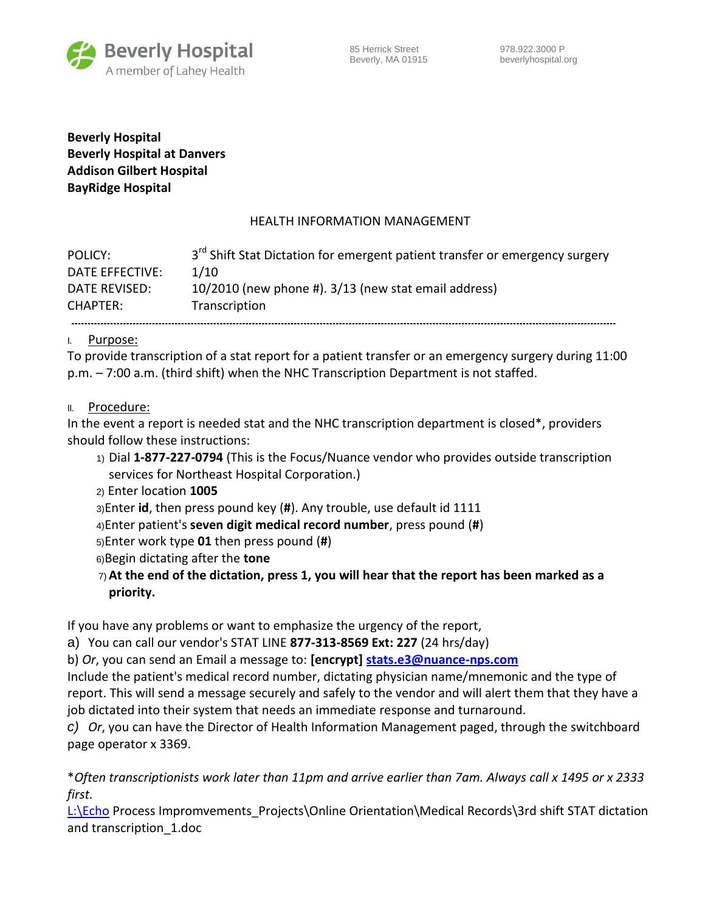Beverly Hospital
A member of Lahey Health

85 Herrick Street
Beverly, MA 01915

978.922.3000 P
beverlyhospital.org

**Beverly Hospital**
**Beverly Hospital at Danvers**
**Addison Gilbert Hospital**
**BayRidge Hospital**

HEALTH INFORMATION MANAGEMENT

| | |
|---|---|
| POLICY: | 3rd Shift Stat Dictation for emergent patient transfer or emergency surgery |
| DATE EFFECTIVE: | 1/10 |
| DATE REVISED: | 10/2010 (new phone #). 3/13 (new stat email address) |
| CHAPTER: | Transcription |

---

I. Purpose:

To provide transcription of a stat report for a patient transfer or an emergency surgery during 11:00 p.m. – 7:00 a.m. (third shift) when the NHC Transcription Department is not staffed.

II. Procedure:

In the event a report is needed stat and the NHC transcription department is closed*, providers should follow these instructions:

1) Dial **1-877-227-0794** (This is the Focus/Nuance vendor who provides outside transcription services for Northeast Hospital Corporation.)
2) Enter location **1005**
3) Enter **id**, then press pound key (**#**). Any trouble, use default id 1111
4) Enter patient's **seven digit medical record number**, press pound (**#**)
5) Enter work type **01** then press pound (**#**)
6) Begin dictating after the **tone**
7) **At the end of the dictation, press 1, you will hear that the report has been marked as a priority.**

If you have any problems or want to emphasize the urgency of the report,

a) You can call our vendor's STAT LINE **877-313-8569 Ext: 227** (24 hrs/day)

b) *Or*, you can send an Email a message to: **[encrypt]** **stats.e3@nuance-nps.com**

Include the patient's medical record number, dictating physician name/mnemonic and the type of report. This will send a message securely and safely to the vendor and will alert them that they have a job dictated into their system that needs an immediate response and turnaround.

*c)* *Or*, you can have the Director of Health Information Management paged, through the switchboard page operator x 3369.

**Often transcriptionists work later than 11pm and arrive earlier than 7am. Always call x 1495 or x 2333 first.*

L:\Echo Process Impromvements_Projects\Online Orientation\Medical Records\3rd shift STAT dictation and transcription_1.doc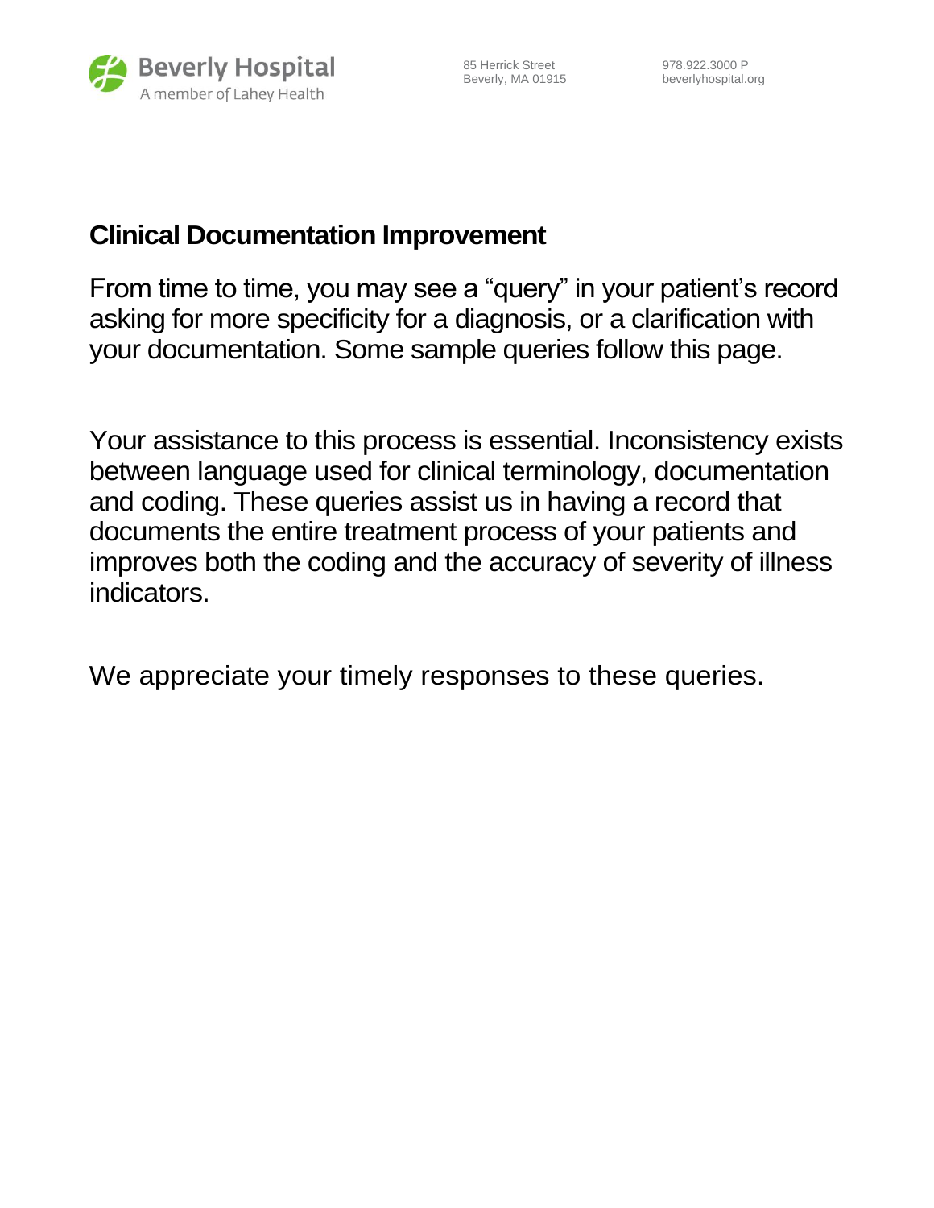## Clinical Documentation Improvement

From time to time, you may see a “query” in your patient’s record asking for more specificity for a diagnosis, or a clarification with your documentation. Some sample queries follow this page.

Your assistance to this process is essential. Inconsistency exists between language used for clinical terminology, documentation and coding. These queries assist us in having a record that documents the entire treatment process of your patients and improves both the coding and the accuracy of severity of illness indicators.

We appreciate your timely responses to these queries.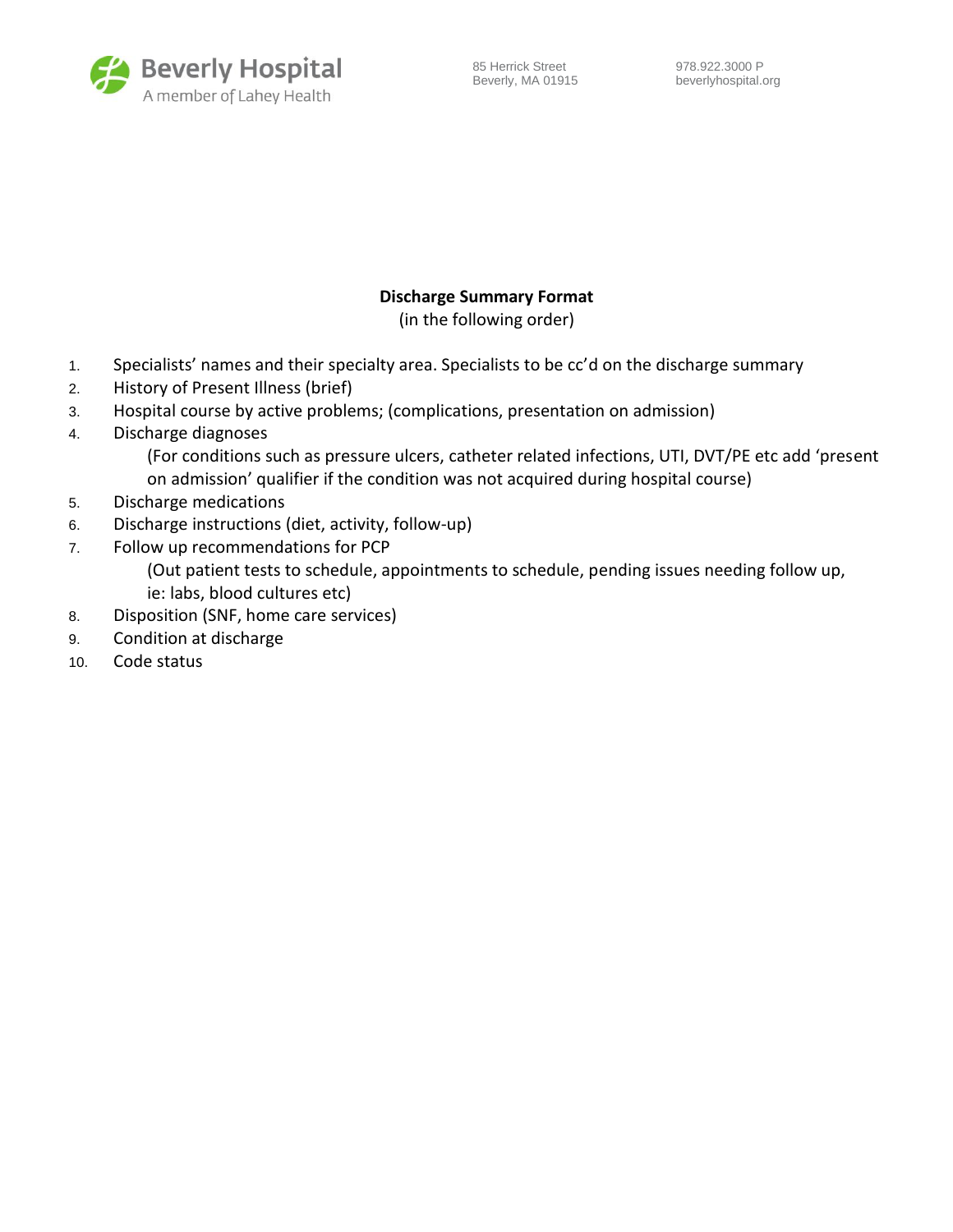# Discharge Summary Format

(in the following order)

1. Specialists' names and their specialty area. Specialists to be cc'd on the discharge summary
2. History of Present Illness (brief)
3. Hospital course by active problems; (complications, presentation on admission)
4. Discharge diagnoses

   (For conditions such as pressure ulcers, catheter related infections, UTI, DVT/PE etc add 'present on admission' qualifier if the condition was not acquired during hospital course)
5. Discharge medications
6. Discharge instructions (diet, activity, follow-up)
7. Follow up recommendations for PCP

   (Out patient tests to schedule, appointments to schedule, pending issues needing follow up, ie: labs, blood cultures etc)
8. Disposition (SNF, home care services)
9. Condition at discharge
10. Code status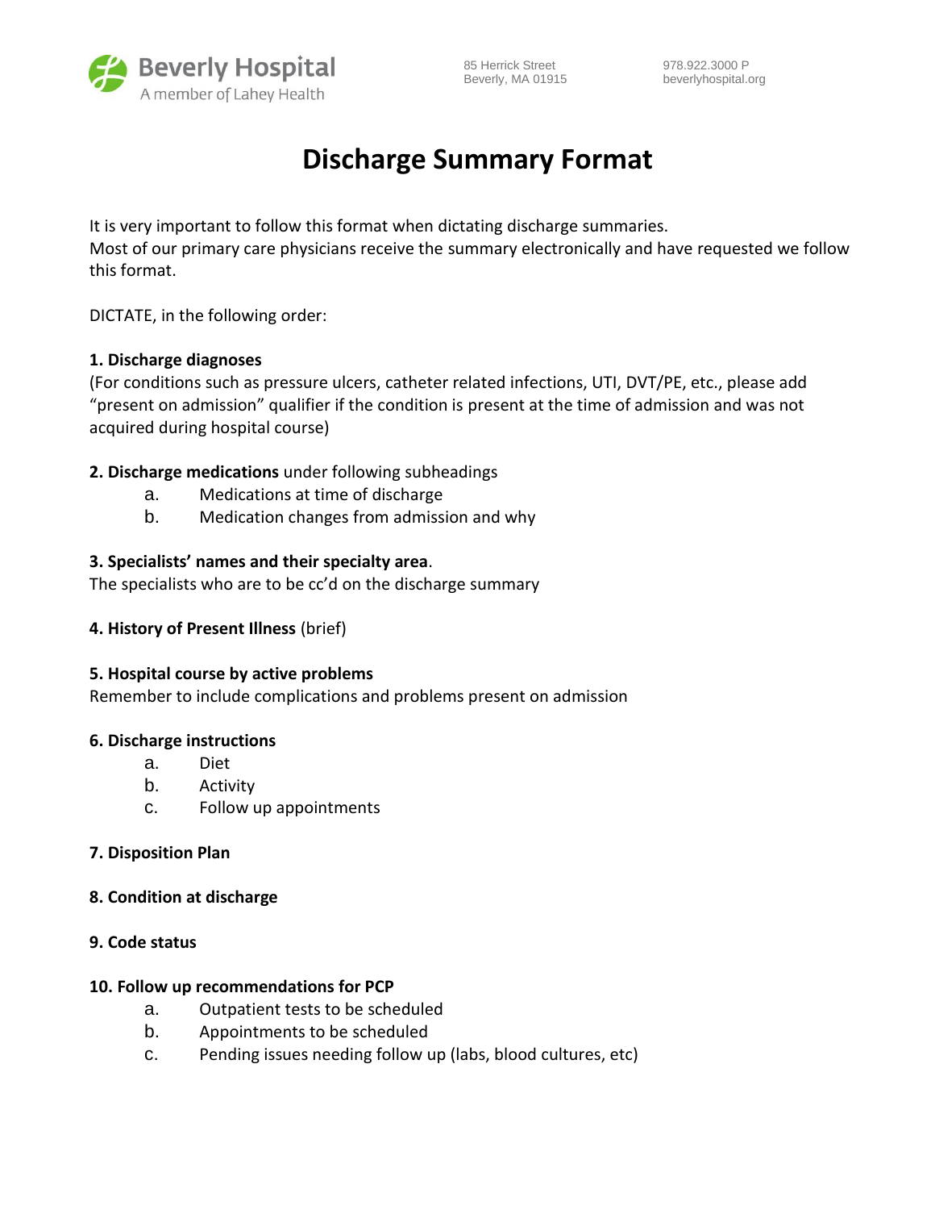Beverly Hospital
A member of Lahey Health

85 Herrick Street
Beverly, MA 01915

978.922.3000 P
beverlyhospital.org

# Discharge Summary Format

It is very important to follow this format when dictating discharge summaries.
Most of our primary care physicians receive the summary electronically and have requested we follow this format.

DICTATE, in the following order:

**1. Discharge diagnoses**
(For conditions such as pressure ulcers, catheter related infections, UTI, DVT/PE, etc., please add "present on admission" qualifier if the condition is present at the time of admission and was not acquired during hospital course)

**2. Discharge medications** under following subheadings

a. Medications at time of discharge
b. Medication changes from admission and why

**3. Specialists' names and their specialty area**.
The specialists who are to be cc'd on the discharge summary

**4. History of Present Illness** (brief)

**5. Hospital course by active problems**
Remember to include complications and problems present on admission

**6. Discharge instructions**

a. Diet
b. Activity
c. Follow up appointments

**7. Disposition Plan**

**8. Condition at discharge**

**9. Code status**

**10. Follow up recommendations for PCP**

a. Outpatient tests to be scheduled
b. Appointments to be scheduled
c. Pending issues needing follow up (labs, blood cultures, etc)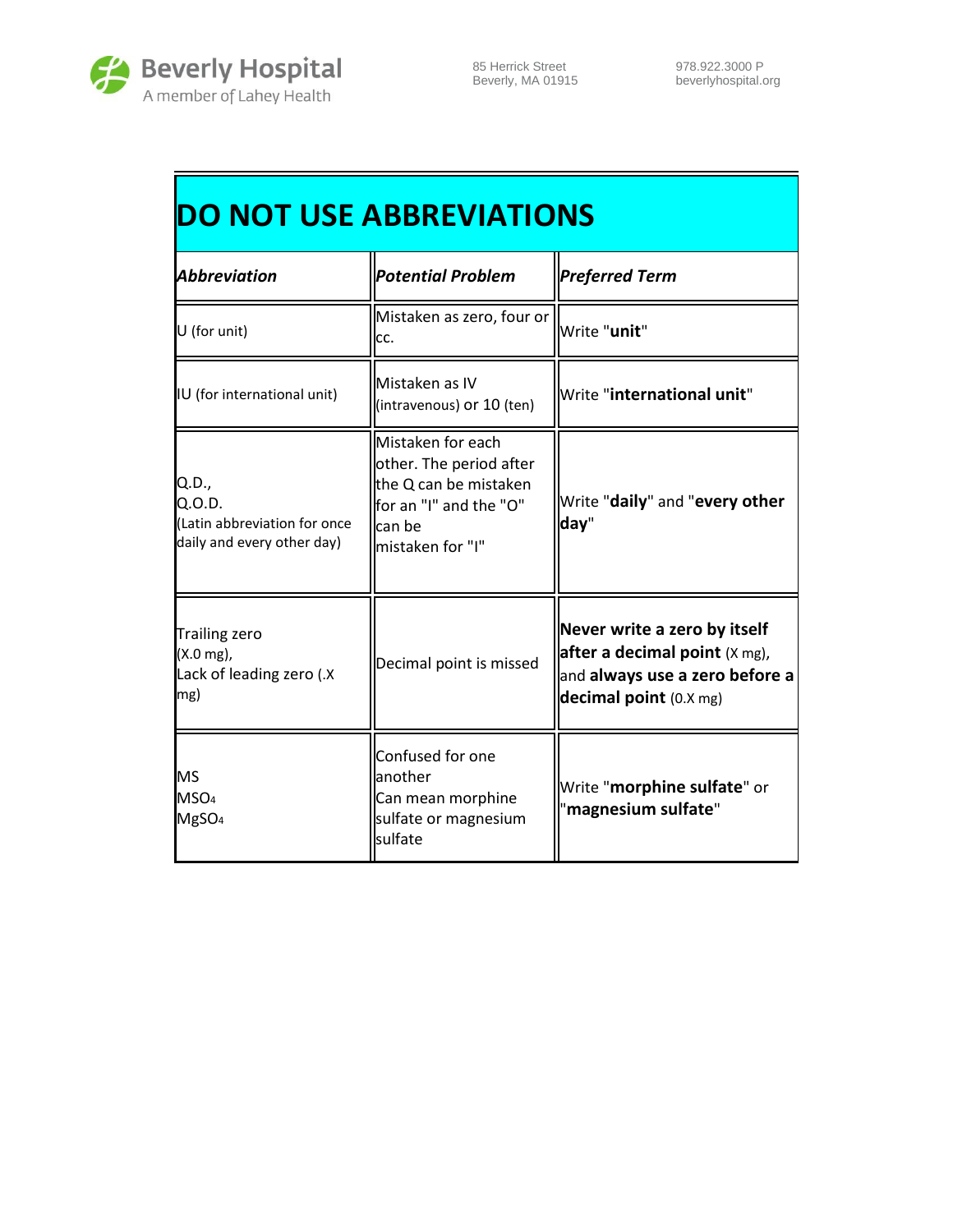# DO NOT USE ABBREVIATIONS

| *Abbreviation* | *Potential Problem* | *Preferred Term* |
|---|---|---|
| U (for unit) | Mistaken as zero, four or cc. | Write "**unit**" |
| IU (for international unit) | Mistaken as IV (intravenous) or 10 (ten) | Write "**international unit**" |
| Q.D., Q.O.D. (Latin abbreviation for once daily and every other day) | Mistaken for each other. The period after the Q can be mistaken for an "I" and the "O" can be mistaken for "I" | Write "**daily**" and "**every other day**" |
| Trailing zero (X.0 mg), Lack of leading zero (.X mg) | Decimal point is missed | **Never write a zero by itself after a decimal point** (X mg), and **always use a zero before a decimal point** (0.X mg) |
| MS, $MSO_4$, $MgSO_4$ | Confused for one another. Can mean morphine sulfate or magnesium sulfate | Write "**morphine sulfate**" or "**magnesium sulfate**" |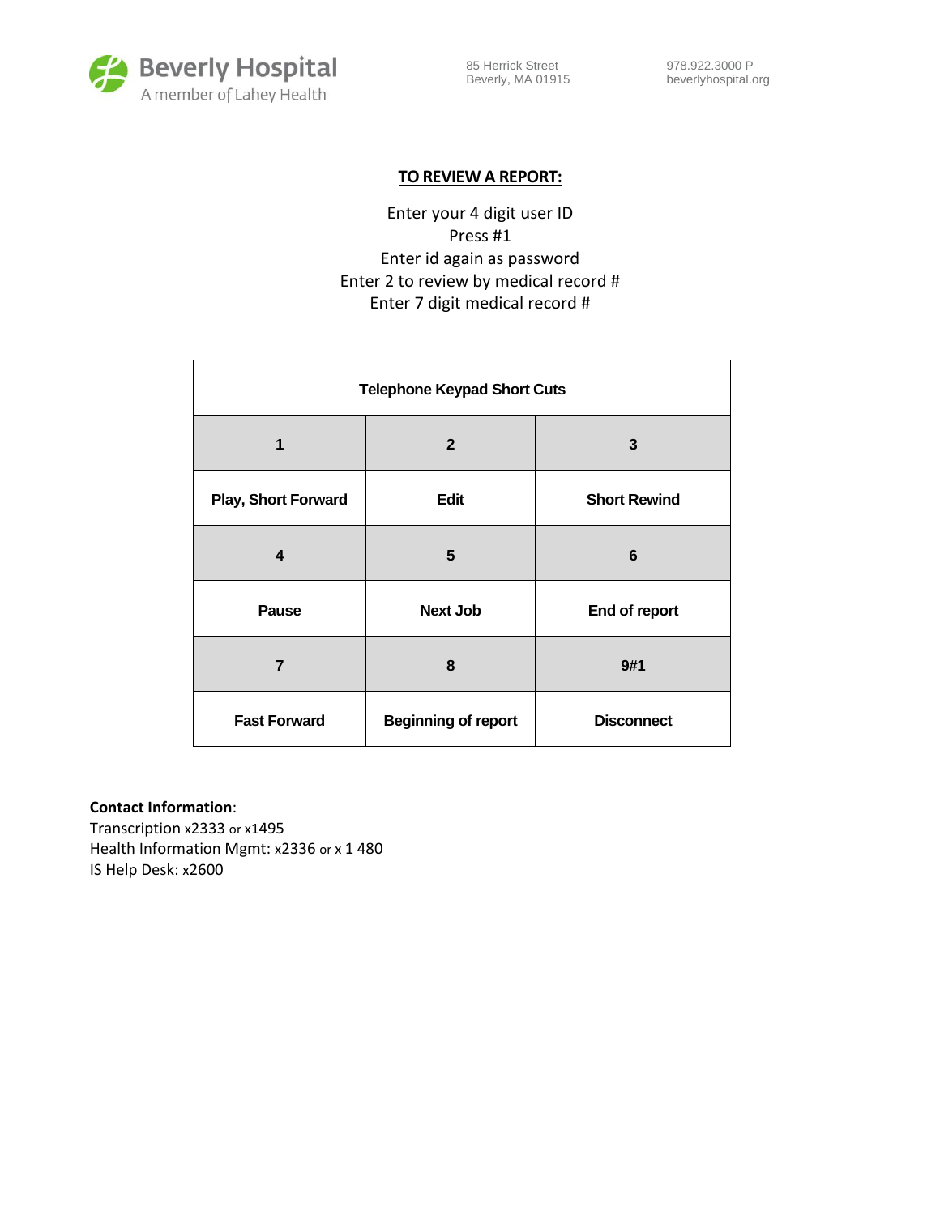Beverly Hospital
A member of Lahey Health

85 Herrick Street
Beverly, MA 01915

978.922.3000 P
beverlyhospital.org

## TO REVIEW A REPORT:

Enter your 4 digit user ID
Press #1
Enter id again as password
Enter 2 to review by medical record #
Enter 7 digit medical record #

| Telephone Keypad Short Cuts | | |
|---|---|---|
| **1** | **2** | **3** |
| **Play, Short Forward** | **Edit** | **Short Rewind** |
| **4** | **5** | **6** |
| **Pause** | **Next Job** | **End of report** |
| **7** | **8** | **9#1** |
| **Fast Forward** | **Beginning of report** | **Disconnect** |

**Contact Information**:
Transcription x2333 or x1495
Health Information Mgmt: x2336 or x 1 480
IS Help Desk: x2600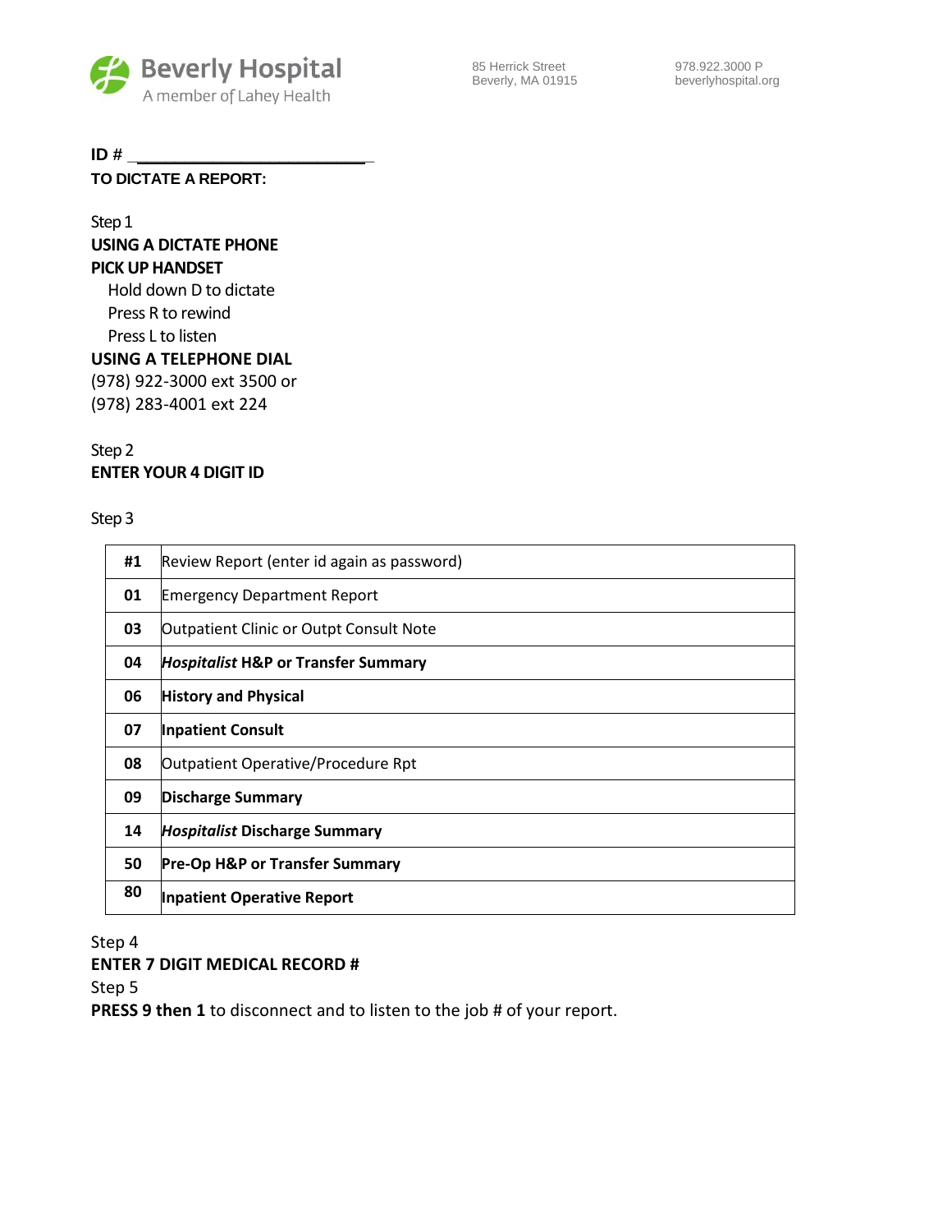Beverly Hospital
A member of Lahey Health

85 Herrick Street
Beverly, MA 01915

978.922.3000 P
beverlyhospital.org

**ID # ___________________________**

**TO DICTATE A REPORT:**

Step 1

**USING A DICTATE PHONE**

**PICK UP HANDSET**

Hold down D to dictate
Press R to rewind
Press L to listen

**USING A TELEPHONE DIAL**

(978) 922-3000 ext 3500 or
(978) 283-4001 ext 224

Step 2

**ENTER YOUR 4 DIGIT ID**

Step 3

| | |
|---|---|
| **#1** | Review Report (enter id again as password) |
| **01** | Emergency Department Report |
| **03** | Outpatient Clinic or Outpt Consult Note |
| **04** | ***Hospitalist*** **H&P or Transfer Summary** |
| **06** | **History and Physical** |
| **07** | **Inpatient Consult** |
| **08** | Outpatient Operative/Procedure Rpt |
| **09** | **Discharge Summary** |
| **14** | ***Hospitalist*** **Discharge Summary** |
| **50** | **Pre-Op H&P or Transfer Summary** |
| **80** | **Inpatient Operative Report** |

Step 4

**ENTER 7 DIGIT MEDICAL RECORD #**

Step 5

**PRESS 9 then 1** to disconnect and to listen to the job # of your report.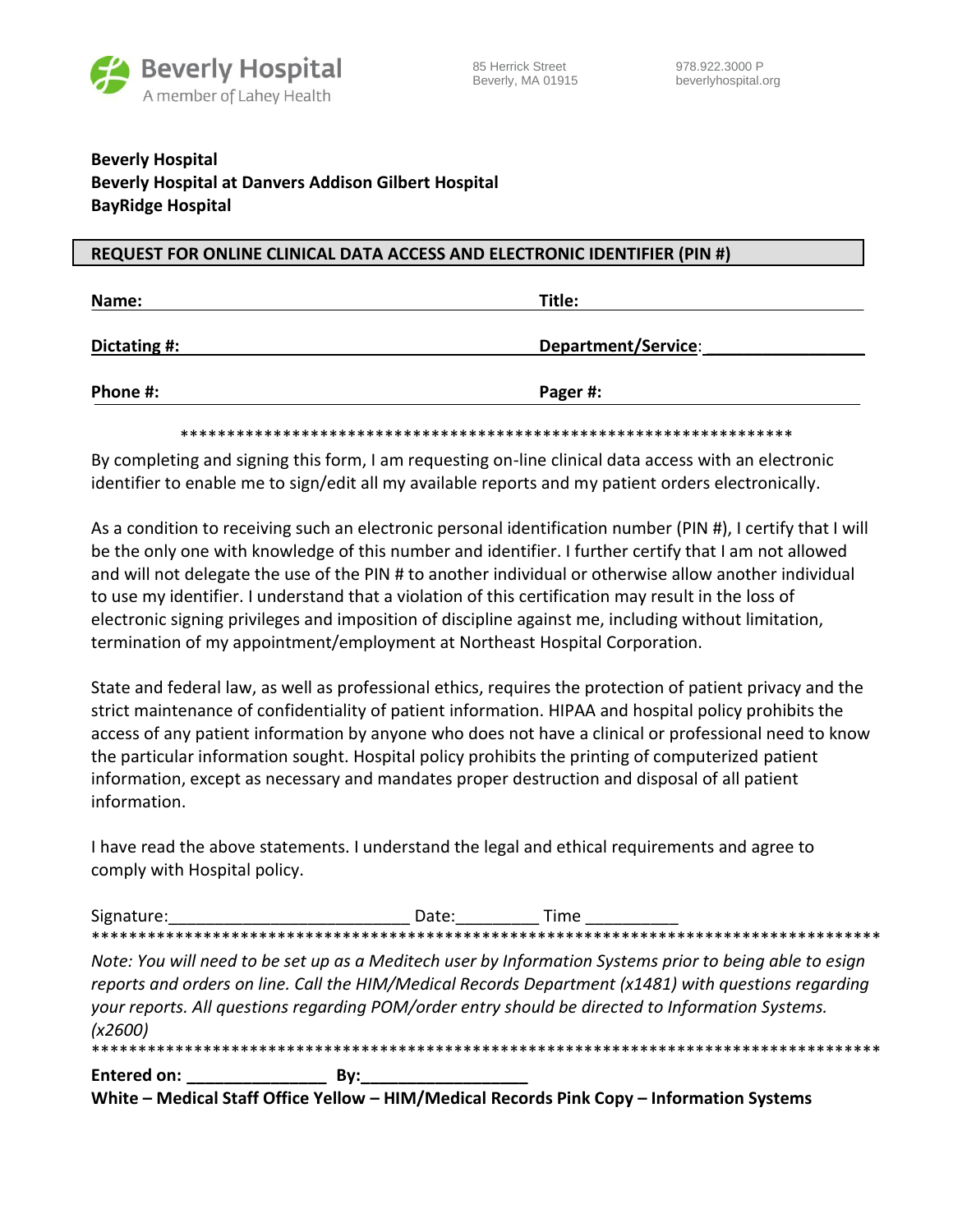Beverly Hospital
A member of Lahey Health

85 Herrick Street
Beverly, MA 01915

978.922.3000 P
beverlyhospital.org

**Beverly Hospital**
**Beverly Hospital at Danvers Addison Gilbert Hospital**
**BayRidge Hospital**

## REQUEST FOR ONLINE CLINICAL DATA ACCESS AND ELECTRONIC IDENTIFIER (PIN #)

**Name:** ______________________________ **Title:** ______________________________

**Dictating #:** ______________________________ **Department/Service**: __________________

**Phone #:** ______________________________ **Pager #:** ______________________________

*******************************************************************

By completing and signing this form, I am requesting on-line clinical data access with an electronic identifier to enable me to sign/edit all my available reports and my patient orders electronically.

As a condition to receiving such an electronic personal identification number (PIN #), I certify that I will be the only one with knowledge of this number and identifier. I further certify that I am not allowed and will not delegate the use of the PIN # to another individual or otherwise allow another individual to use my identifier. I understand that a violation of this certification may result in the loss of electronic signing privileges and imposition of discipline against me, including without limitation, termination of my appointment/employment at Northeast Hospital Corporation.

State and federal law, as well as professional ethics, requires the protection of patient privacy and the strict maintenance of confidentiality of patient information. HIPAA and hospital policy prohibits the access of any patient information by anyone who does not have a clinical or professional need to know the particular information sought. Hospital policy prohibits the printing of computerized patient information, except as necessary and mandates proper destruction and disposal of all patient information.

I have read the above statements. I understand the legal and ethical requirements and agree to comply with Hospital policy.

Signature:__________________________ Date:_________ Time __________

*******************************************************************************************

*Note: You will need to be set up as a Meditech user by Information Systems prior to being able to esign reports and orders on line. Call the HIM/Medical Records Department (x1481) with questions regarding your reports. All questions regarding POM/order entry should be directed to Information Systems. (x2600)*

*******************************************************************************************

**Entered on: _______________ By:__________________**

**White – Medical Staff Office Yellow – HIM/Medical Records Pink Copy – Information Systems**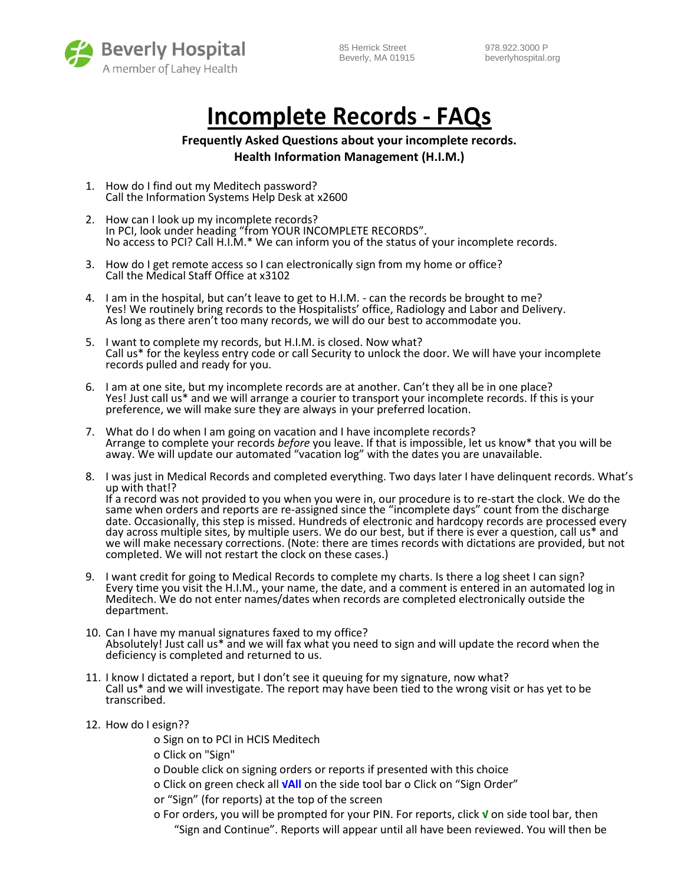Beverly Hospital
A member of Lahey Health

85 Herrick Street
Beverly, MA 01915

978.922.3000 P
beverlyhospital.org

# Incomplete Records - FAQs

**Frequently Asked Questions about your incomplete records.**
**Health Information Management (H.I.M.)**

1. How do I find out my Meditech password?
   Call the Information Systems Help Desk at x2600

2. How can I look up my incomplete records?
   In PCI, look under heading "from YOUR INCOMPLETE RECORDS".
   No access to PCI? Call H.I.M.* We can inform you of the status of your incomplete records.

3. How do I get remote access so I can electronically sign from my home or office?
   Call the Medical Staff Office at x3102

4. I am in the hospital, but can't leave to get to H.I.M. - can the records be brought to me?
   Yes! We routinely bring records to the Hospitalists' office, Radiology and Labor and Delivery. As long as there aren't too many records, we will do our best to accommodate you.

5. I want to complete my records, but H.I.M. is closed. Now what?
   Call us* for the keyless entry code or call Security to unlock the door. We will have your incomplete records pulled and ready for you.

6. I am at one site, but my incomplete records are at another. Can't they all be in one place?
   Yes! Just call us* and we will arrange a courier to transport your incomplete records. If this is your preference, we will make sure they are always in your preferred location.

7. What do I do when I am going on vacation and I have incomplete records?
   Arrange to complete your records *before* you leave. If that is impossible, let us know* that you will be away. We will update our automated "vacation log" with the dates you are unavailable.

8. I was just in Medical Records and completed everything. Two days later I have delinquent records. What's up with that!?
   If a record was not provided to you when you were in, our procedure is to re-start the clock. We do the same when orders and reports are re-assigned since the "incomplete days" count from the discharge date. Occasionally, this step is missed. Hundreds of electronic and hardcopy records are processed every day across multiple sites, by multiple users. We do our best, but if there is ever a question, call us* and we will make necessary corrections. (Note: there are times records with dictations are provided, but not completed. We will not restart the clock on these cases.)

9. I want credit for going to Medical Records to complete my charts. Is there a log sheet I can sign?
   Every time you visit the H.I.M., your name, the date, and a comment is entered in an automated log in Meditech. We do not enter names/dates when records are completed electronically outside the department.

10. Can I have my manual signatures faxed to my office?
    Absolutely! Just call us* and we will fax what you need to sign and will update the record when the deficiency is completed and returned to us.

11. I know I dictated a report, but I don't see it queuing for my signature, now what?
    Call us* and we will investigate. The report may have been tied to the wrong visit or has yet to be transcribed.

12. How do I esign??
    - o Sign on to PCI in HCIS Meditech
    - o Click on "Sign"
    - o Double click on signing orders or reports if presented with this choice
    - o Click on green check all **√All** on the side tool bar o Click on "Sign Order" or "Sign" (for reports) at the top of the screen
    - o For orders, you will be prompted for your PIN. For reports, click **√** on side tool bar, then "Sign and Continue". Reports will appear until all have been reviewed. You will then be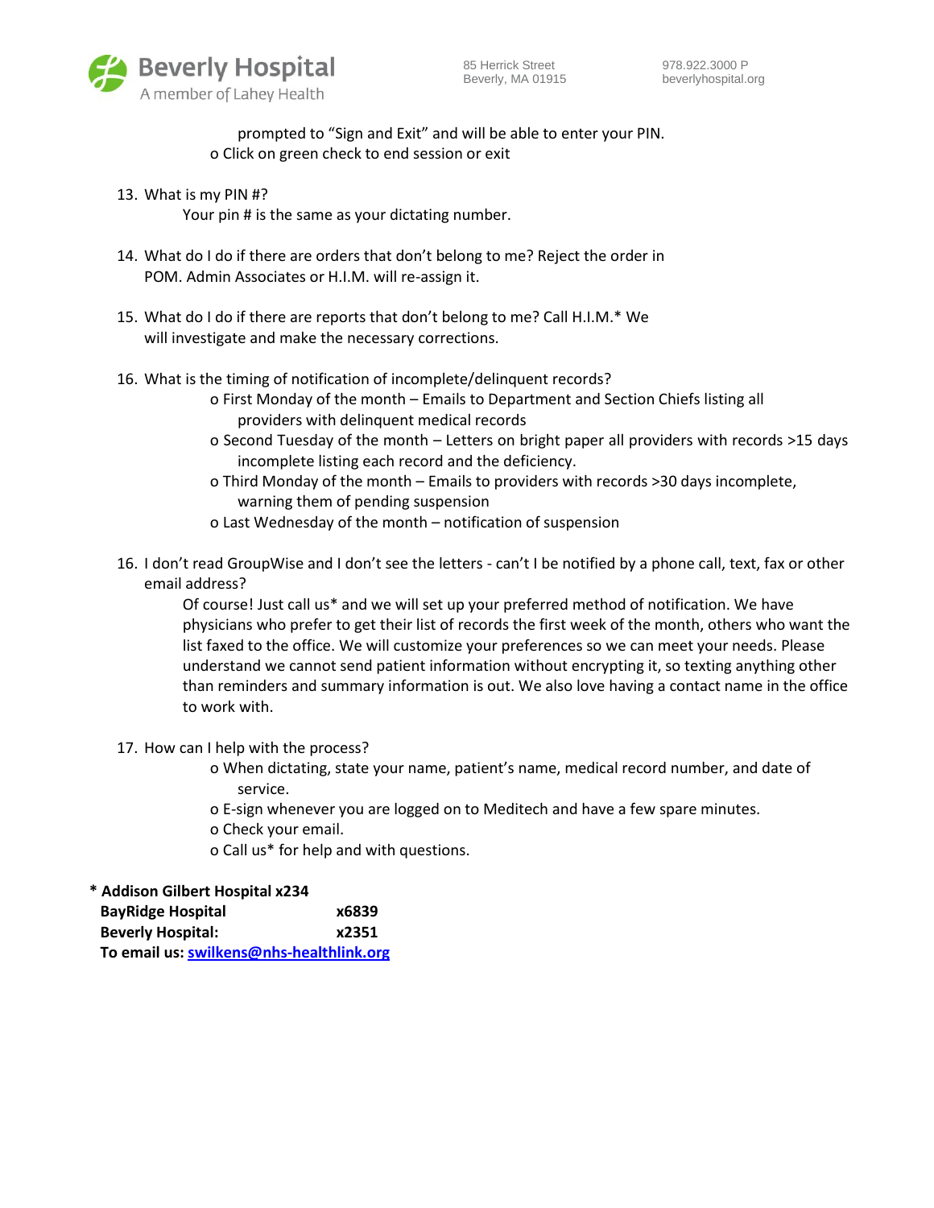prompted to “Sign and Exit” and will be able to enter your PIN.

- o Click on green check to end session or exit

13. What is my PIN #?

    Your pin # is the same as your dictating number.

14. What do I do if there are orders that don’t belong to me? Reject the order in POM. Admin Associates or H.I.M. will re-assign it.

15. What do I do if there are reports that don’t belong to me? Call H.I.M.* We will investigate and make the necessary corrections.

16. What is the timing of notification of incomplete/delinquent records?
    - o First Monday of the month – Emails to Department and Section Chiefs listing all providers with delinquent medical records
    - o Second Tuesday of the month – Letters on bright paper all providers with records >15 days incomplete listing each record and the deficiency.
    - o Third Monday of the month – Emails to providers with records >30 days incomplete, warning them of pending suspension
    - o Last Wednesday of the month – notification of suspension

16. I don’t read GroupWise and I don’t see the letters - can’t I be notified by a phone call, text, fax or other email address?

    Of course! Just call us* and we will set up your preferred method of notification. We have physicians who prefer to get their list of records the first week of the month, others who want the list faxed to the office. We will customize your preferences so we can meet your needs. Please understand we cannot send patient information without encrypting it, so texting anything other than reminders and summary information is out. We also love having a contact name in the office to work with.

17. How can I help with the process?
    - o When dictating, state your name, patient’s name, medical record number, and date of service.
    - o E-sign whenever you are logged on to Meditech and have a few spare minutes.
    - o Check your email.
    - o Call us* for help and with questions.

**\* Addison Gilbert Hospital x234**
**BayRidge Hospital x6839**
**Beverly Hospital: x2351**
**To email us: swilkens@nhs-healthlink.org**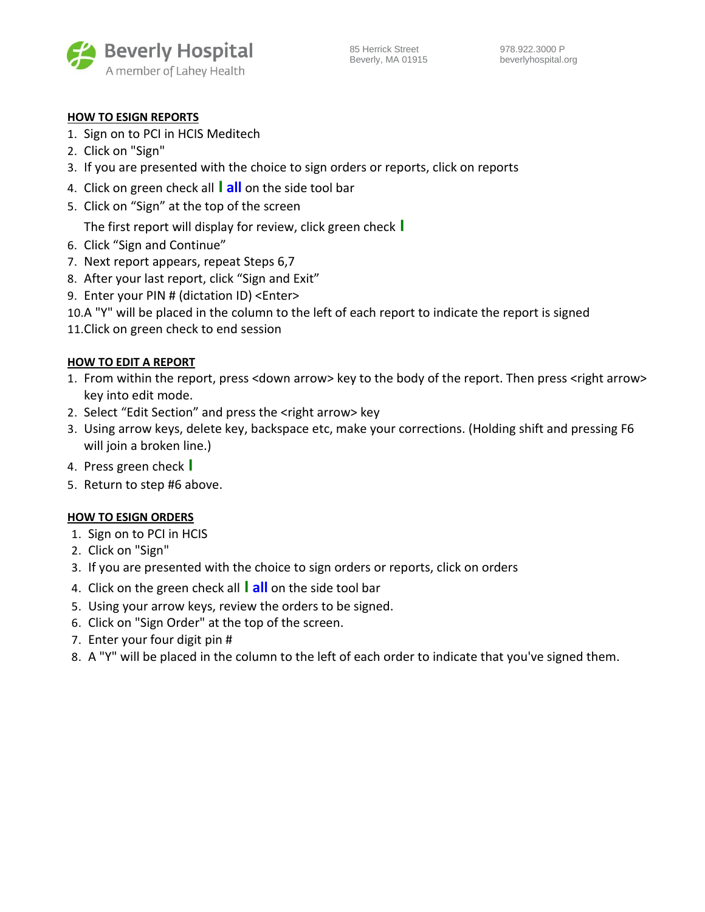Beverly Hospital
A member of Lahey Health

85 Herrick Street
Beverly, MA 01915

978.922.3000 P
beverlyhospital.org

## HOW TO ESIGN REPORTS

1. Sign on to PCI in HCIS Meditech
2. Click on "Sign"
3. If you are presented with the choice to sign orders or reports, click on reports
4. Click on green check all ✓ **all** on the side tool bar
5. Click on "Sign" at the top of the screen

   The first report will display for review, click green check ✓
6. Click "Sign and Continue"
7. Next report appears, repeat Steps 6,7
8. After your last report, click "Sign and Exit"
9. Enter your PIN # (dictation ID) <Enter>
10. A "Y" will be placed in the column to the left of each report to indicate the report is signed
11. Click on green check to end session

## HOW TO EDIT A REPORT

1. From within the report, press <down arrow> key to the body of the report. Then press <right arrow> key into edit mode.
2. Select "Edit Section" and press the <right arrow> key
3. Using arrow keys, delete key, backspace etc, make your corrections. (Holding shift and pressing F6 will join a broken line.)
4. Press green check ✓
5. Return to step #6 above.

## HOW TO ESIGN ORDERS

1. Sign on to PCI in HCIS
2. Click on "Sign"
3. If you are presented with the choice to sign orders or reports, click on orders
4. Click on the green check all ✓ **all** on the side tool bar
5. Using your arrow keys, review the orders to be signed.
6. Click on "Sign Order" at the top of the screen.
7. Enter your four digit pin #
8. A "Y" will be placed in the column to the left of each order to indicate that you've signed them.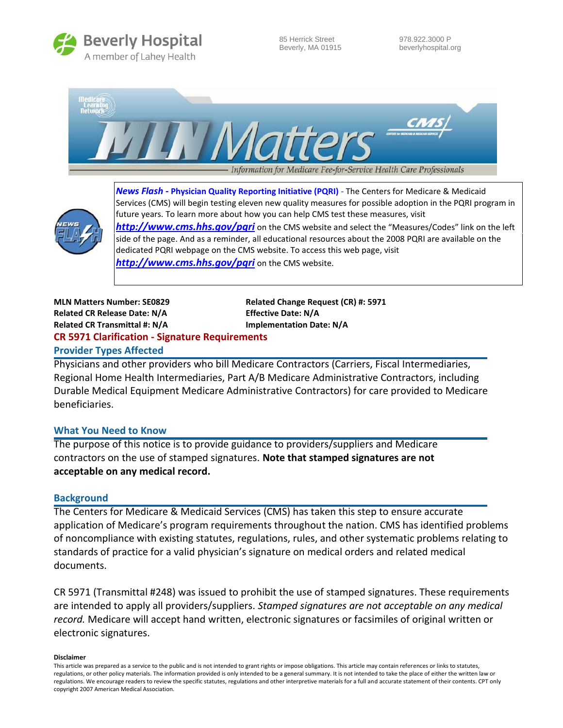**Beverly Hospital**
A member of Lahey Health

85 Herrick Street
Beverly, MA 01915

978.922.3000 P
beverlyhospital.org

MLN Matters
Information for Medicare Fee-for-Service Health Care Professionals

***News Flash* - Physician Quality Reporting Initiative (PQRI)** - The Centers for Medicare & Medicaid Services (CMS) will begin testing eleven new quality measures for possible adoption in the PQRI program in future years. To learn more about how you can help CMS test these measures, visit ***http://www.cms.hhs.gov/pqri*** on the CMS website and select the "Measures/Codes" link on the left side of the page. And as a reminder, all educational resources about the 2008 PQRI are available on the dedicated PQRI webpage on the CMS website. To access this web page, visit ***http://www.cms.hhs.gov/pqri*** on the CMS website.

**MLN Matters Number: SE0829**
**Related CR Release Date: N/A**
**Related CR Transmittal #: N/A**

**Related Change Request (CR) #: 5971**
**Effective Date: N/A**
**Implementation Date: N/A**

## CR 5971 Clarification - Signature Requirements

### Provider Types Affected

Physicians and other providers who bill Medicare Contractors (Carriers, Fiscal Intermediaries, Regional Home Health Intermediaries, Part A/B Medicare Administrative Contractors, including Durable Medical Equipment Medicare Administrative Contractors) for care provided to Medicare beneficiaries.

### What You Need to Know

The purpose of this notice is to provide guidance to providers/suppliers and Medicare contractors on the use of stamped signatures. **Note that stamped signatures are not acceptable on any medical record.**

### Background

The Centers for Medicare & Medicaid Services (CMS) has taken this step to ensure accurate application of Medicare's program requirements throughout the nation. CMS has identified problems of noncompliance with existing statutes, regulations, rules, and other systematic problems relating to standards of practice for a valid physician's signature on medical orders and related medical documents.

CR 5971 (Transmittal #248) was issued to prohibit the use of stamped signatures. These requirements are intended to apply all providers/suppliers. *Stamped signatures are not acceptable on any medical record.* Medicare will accept hand written, electronic signatures or facsimiles of original written or electronic signatures.

**Disclaimer**

This article was prepared as a service to the public and is not intended to grant rights or impose obligations. This article may contain references or links to statutes, regulations, or other policy materials. The information provided is only intended to be a general summary. It is not intended to take the place of either the written law or regulations. We encourage readers to review the specific statutes, regulations and other interpretive materials for a full and accurate statement of their contents. CPT only copyright 2007 American Medical Association.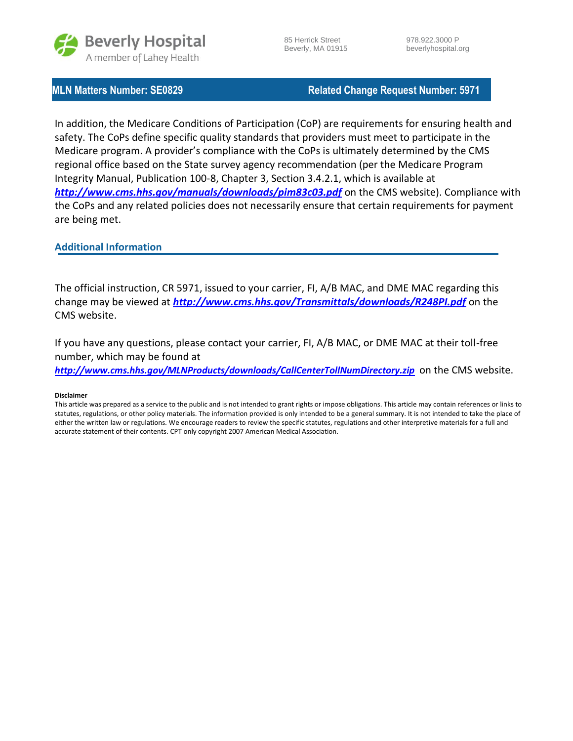**MLN Matters Number: SE0829** **Related Change Request Number: 5971**

In addition, the Medicare Conditions of Participation (CoP) are requirements for ensuring health and safety. The CoPs define specific quality standards that providers must meet to participate in the Medicare program. A provider's compliance with the CoPs is ultimately determined by the CMS regional office based on the State survey agency recommendation (per the Medicare Program Integrity Manual, Publication 100-8, Chapter 3, Section 3.4.2.1, which is available at ***http://www.cms.hhs.gov/manuals/downloads/pim83c03.pdf*** on the CMS website). Compliance with the CoPs and any related policies does not necessarily ensure that certain requirements for payment are being met.

## Additional Information

The official instruction, CR 5971, issued to your carrier, FI, A/B MAC, and DME MAC regarding this change may be viewed at ***http://www.cms.hhs.gov/Transmittals/downloads/R248PI.pdf*** on the CMS website.

If you have any questions, please contact your carrier, FI, A/B MAC, or DME MAC at their toll-free number, which may be found at ***http://www.cms.hhs.gov/MLNProducts/downloads/CallCenterTollNumDirectory.zip*** on the CMS website.

**Disclaimer**

This article was prepared as a service to the public and is not intended to grant rights or impose obligations. This article may contain references or links to statutes, regulations, or other policy materials. The information provided is only intended to be a general summary. It is not intended to take the place of either the written law or regulations. We encourage readers to review the specific statutes, regulations and other interpretive materials for a full and accurate statement of their contents. CPT only copyright 2007 American Medical Association.